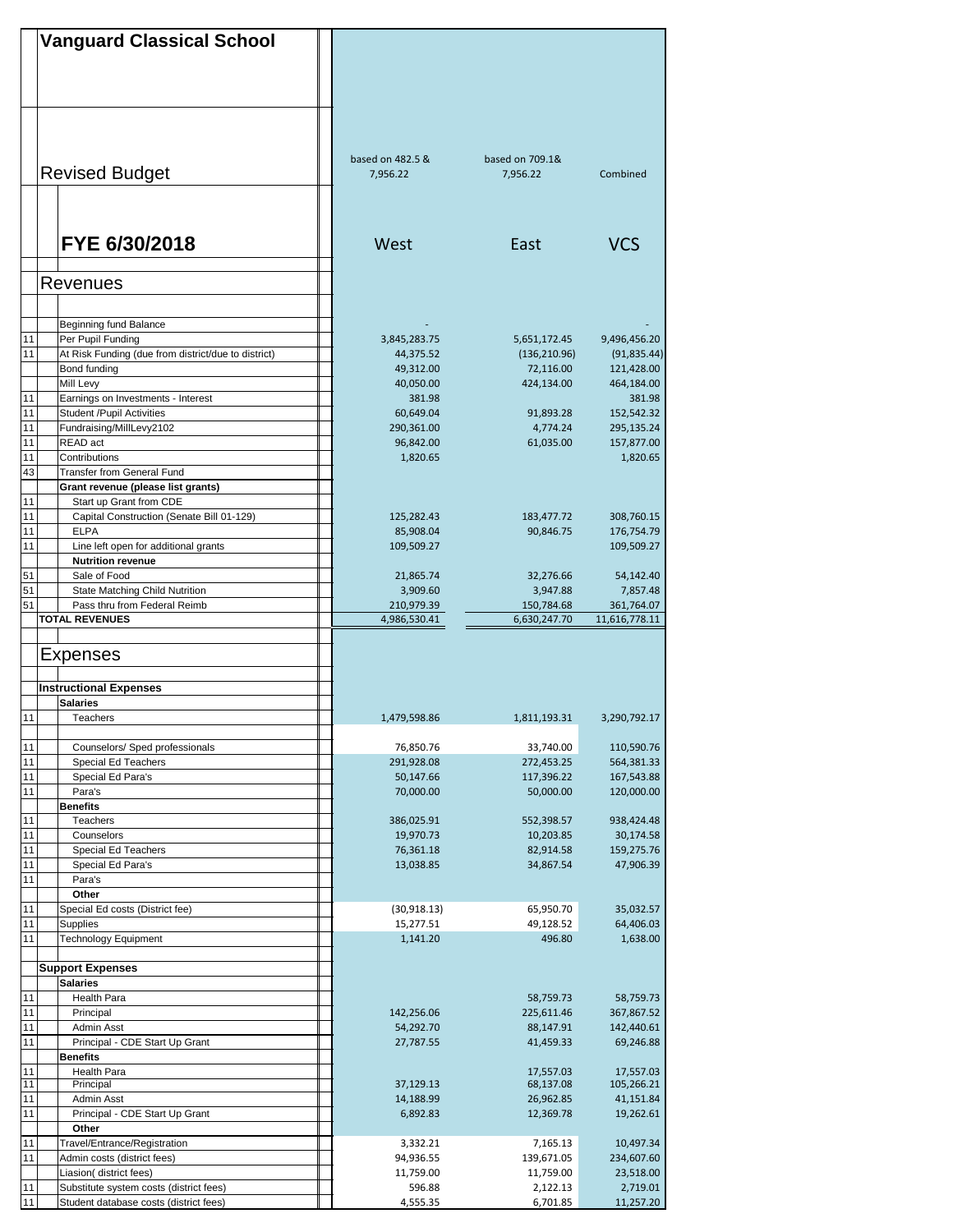# Vanguard Classical School

## Revised Budget

## FYE 6/30/2018

| | | based on 482.5 & 7,956.22 | based on 709.1& 7,956.22 | Combined |
|---|---|---|---|---|
| | | **West** | **East** | **VCS** |
| | **Revenues** | | | |
| | Beginning fund Balance | - | | - |
| 11 | Per Pupil Funding | 3,845,283.75 | 5,651,172.45 | 9,496,456.20 |
| 11 | At Risk Funding (due from district/due to district) | 44,375.52 | (136,210.96) | (91,835.44) |
| | Bond funding | 49,312.00 | 72,116.00 | 121,428.00 |
| | Mill Levy | 40,050.00 | 424,134.00 | 464,184.00 |
| 11 | Earnings on Investments - Interest | 381.98 | | 381.98 |
| 11 | Student /Pupil Activities | 60,649.04 | 91,893.28 | 152,542.32 |
| 11 | Fundraising/MillLevy2102 | 290,361.00 | 4,774.24 | 295,135.24 |
| 11 | READ act | 96,842.00 | 61,035.00 | 157,877.00 |
| 11 | Contributions | 1,820.65 | | 1,820.65 |
| 43 | Transfer from General Fund | | | |
| | **Grant revenue (please list grants)** | | | |
| 11 | Start up Grant from CDE | | | |
| 11 | Capital Construction (Senate Bill 01-129) | 125,282.43 | 183,477.72 | 308,760.15 |
| 11 | ELPA | 85,908.04 | 90,846.75 | 176,754.79 |
| 11 | Line left open for additional grants | 109,509.27 | | 109,509.27 |
| | **Nutrition revenue** | | | |
| 51 | Sale of Food | 21,865.74 | 32,276.66 | 54,142.40 |
| 51 | State Matching Child Nutrition | 3,909.60 | 3,947.88 | 7,857.48 |
| 51 | Pass thru from Federal Reimb | 210,979.39 | 150,784.68 | 361,764.07 |
| | **TOTAL REVENUES** | 4,986,530.41 | 6,630,247.70 | 11,616,778.11 |
| | **Expenses** | | | |
| | **Instructional Expenses** | | | |
| | **Salaries** | | | |
| 11 | Teachers | 1,479,598.86 | 1,811,193.31 | 3,290,792.17 |
| 11 | Counselors/ Sped professionals | 76,850.76 | 33,740.00 | 110,590.76 |
| 11 | Special Ed Teachers | 291,928.08 | 272,453.25 | 564,381.33 |
| 11 | Special Ed Para's | 50,147.66 | 117,396.22 | 167,543.88 |
| 11 | Para's | 70,000.00 | 50,000.00 | 120,000.00 |
| | **Benefits** | | | |
| 11 | Teachers | 386,025.91 | 552,398.57 | 938,424.48 |
| 11 | Counselors | 19,970.73 | 10,203.85 | 30,174.58 |
| 11 | Special Ed Teachers | 76,361.18 | 82,914.58 | 159,275.76 |
| 11 | Special Ed Para's | 13,038.85 | 34,867.54 | 47,906.39 |
| 11 | Para's | | | |
| | **Other** | | | |
| 11 | Special Ed costs (District fee) | (30,918.13) | 65,950.70 | 35,032.57 |
| 11 | Supplies | 15,277.51 | 49,128.52 | 64,406.03 |
| 11 | Technology Equipment | 1,141.20 | 496.80 | 1,638.00 |
| | **Support Expenses** | | | |
| | **Salaries** | | | |
| 11 | Health Para | | 58,759.73 | 58,759.73 |
| 11 | Principal | 142,256.06 | 225,611.46 | 367,867.52 |
| 11 | Admin Asst | 54,292.70 | 88,147.91 | 142,440.61 |
| 11 | Principal - CDE Start Up Grant | 27,787.55 | 41,459.33 | 69,246.88 |
| | **Benefits** | | | |
| 11 | Health Para | | 17,557.03 | 17,557.03 |
| 11 | Principal | 37,129.13 | 68,137.08 | 105,266.21 |
| 11 | Admin Asst | 14,188.99 | 26,962.85 | 41,151.84 |
| 11 | Principal - CDE Start Up Grant | 6,892.83 | 12,369.78 | 19,262.61 |
| | **Other** | | | |
| 11 | Travel/Entrance/Registration | 3,332.21 | 7,165.13 | 10,497.34 |
| 11 | Admin costs (district fees) | 94,936.55 | 139,671.05 | 234,607.60 |
| | Liasion( district fees) | 11,759.00 | 11,759.00 | 23,518.00 |
| 11 | Substitute system costs (district fees) | 596.88 | 2,122.13 | 2,719.01 |
| 11 | Student database costs (district fees) | 4,555.35 | 6,701.85 | 11,257.20 |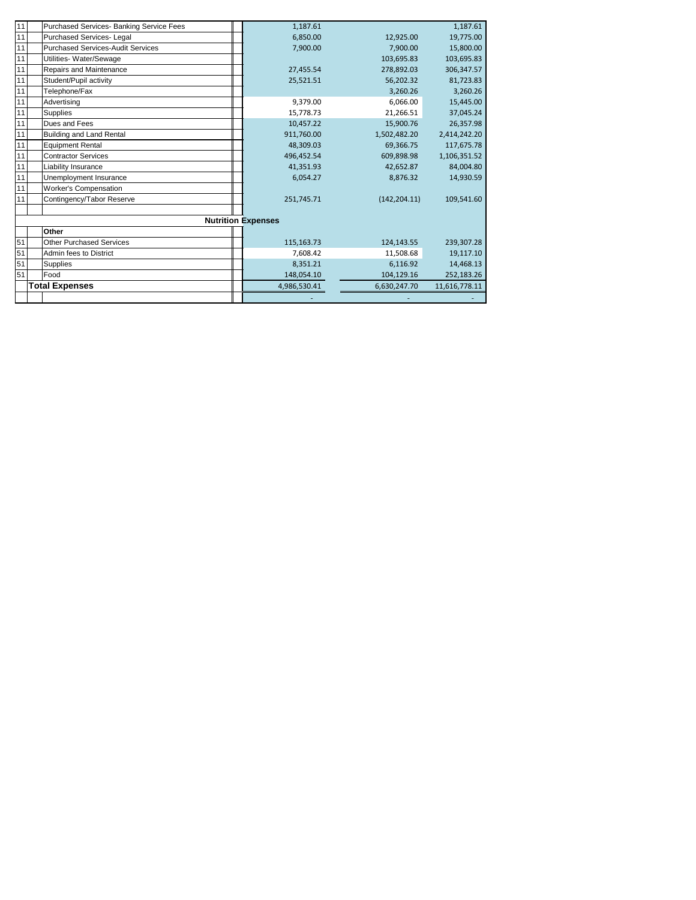| | | | | | | |
|---|---|---|---|---|---|---|
| 11 | | Purchased Services- Banking Service Fees | | 1,187.61 | | 1,187.61 |
| 11 | | Purchased Services- Legal | | 6,850.00 | 12,925.00 | 19,775.00 |
| 11 | | Purchased Services-Audit Services | | 7,900.00 | 7,900.00 | 15,800.00 |
| 11 | | Utilities- Water/Sewage | | | 103,695.83 | 103,695.83 |
| 11 | | Repairs and Maintenance | | 27,455.54 | 278,892.03 | 306,347.57 |
| 11 | | Student/Pupil activity | | 25,521.51 | 56,202.32 | 81,723.83 |
| 11 | | Telephone/Fax | | | 3,260.26 | 3,260.26 |
| 11 | | Advertising | | 9,379.00 | 6,066.00 | 15,445.00 |
| 11 | | Supplies | | 15,778.73 | 21,266.51 | 37,045.24 |
| 11 | | Dues and Fees | | 10,457.22 | 15,900.76 | 26,357.98 |
| 11 | | Building and Land Rental | | 911,760.00 | 1,502,482.20 | 2,414,242.20 |
| 11 | | Equipment Rental | | 48,309.03 | 69,366.75 | 117,675.78 |
| 11 | | Contractor Services | | 496,452.54 | 609,898.98 | 1,106,351.52 |
| 11 | | Liability Insurance | | 41,351.93 | 42,652.87 | 84,004.80 |
| 11 | | Unemployment Insurance | | 6,054.27 | 8,876.32 | 14,930.59 |
| 11 | | Worker's Compensation | | | | |
| 11 | | Contingency/Tabor Reserve | | 251,745.71 | (142,204.11) | 109,541.60 |
| | | | | | | |
| | | | | **Nutrition Expenses** | | |
| | | **Other** | | | | |
| 51 | | Other Purchased Services | | 115,163.73 | 124,143.55 | 239,307.28 |
| 51 | | Admin fees to District | | 7,608.42 | 11,508.68 | 19,117.10 |
| 51 | | Supplies | | 8,351.21 | 6,116.92 | 14,468.13 |
| 51 | | Food | | 148,054.10 | 104,129.16 | 252,183.26 |
| | **Total Expenses** | | | 4,986,530.41 | 6,630,247.70 | 11,616,778.11 |
| | | | | - | - | - |